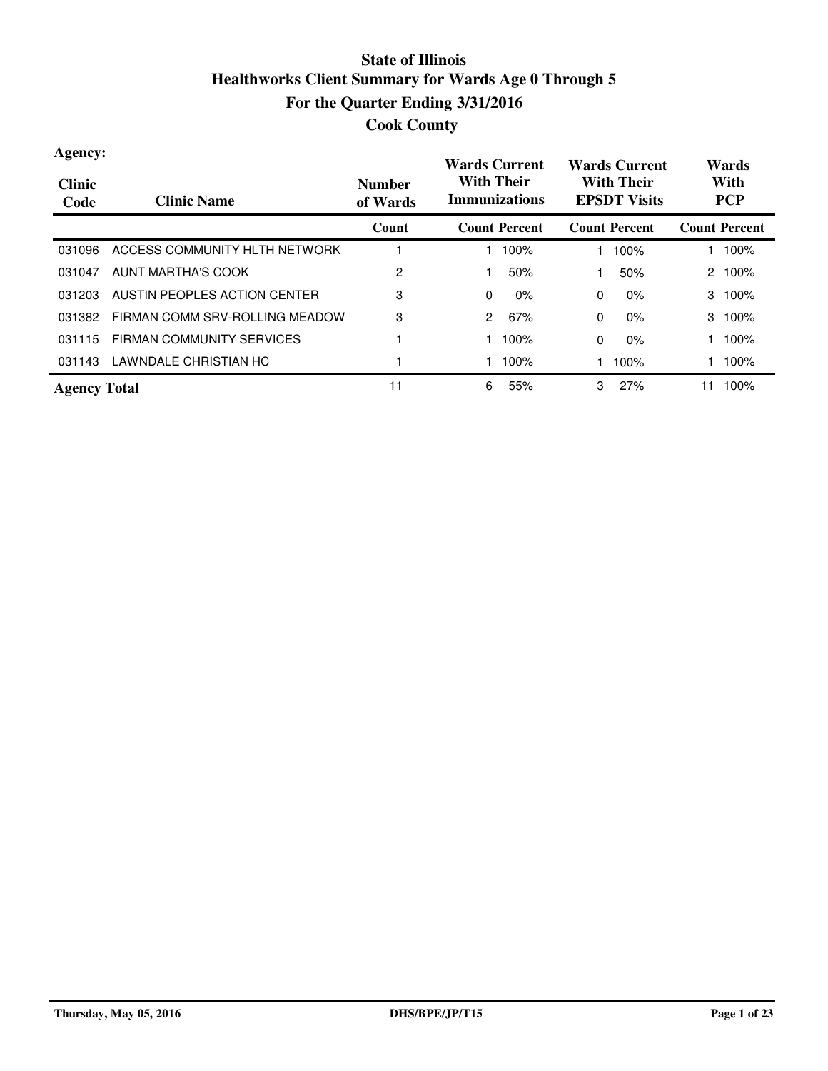# State of Illinois
## Healthworks Client Summary for Wards Age 0 Through 5
## For the Quarter Ending 3/31/2016
## Cook County

**Agency:**

| Clinic Code | Clinic Name | Number of Wards | Wards Current With Their Immunizations | | Wards Current With Their EPSDT Visits | | Wards With PCP | |
|---|---|---|---|---|---|---|---|---|
| | | Count | Count | Percent | Count | Percent | Count | Percent |
| 031096 | ACCESS COMMUNITY HLTH NETWORK | 1 | 1 | 100% | 1 | 100% | 1 | 100% |
| 031047 | AUNT MARTHA'S COOK | 2 | 1 | 50% | 1 | 50% | 2 | 100% |
| 031203 | AUSTIN PEOPLES ACTION CENTER | 3 | 0 | 0% | 0 | 0% | 3 | 100% |
| 031382 | FIRMAN COMM SRV-ROLLING MEADOW | 3 | 2 | 67% | 0 | 0% | 3 | 100% |
| 031115 | FIRMAN COMMUNITY SERVICES | 1 | 1 | 100% | 0 | 0% | 1 | 100% |
| 031143 | LAWNDALE CHRISTIAN HC | 1 | 1 | 100% | 1 | 100% | 1 | 100% |
| **Agency Total** | | 11 | 6 | 55% | 3 | 27% | 11 | 100% |

Thursday, May 05, 2016 DHS/BPE/JP/T15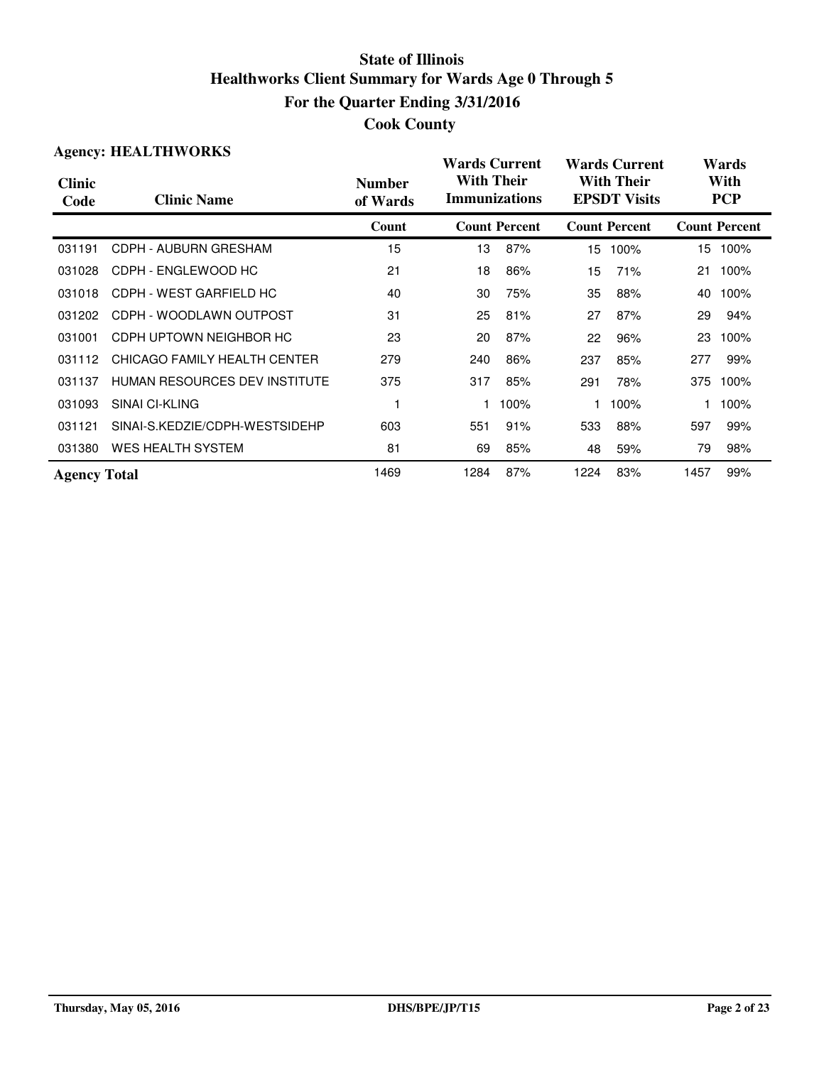# State of Illinois
## Healthworks Client Summary for Wards Age 0 Through 5
## For the Quarter Ending 3/31/2016
## Cook County

**Agency: HEALTHWORKS**

| Clinic Code | Clinic Name | Number of Wards | Wards Current With Their Immunizations | | Wards Current With Their EPSDT Visits | | Wards With PCP | |
|---|---|---|---|---|---|---|---|---|
| | | Count | Count | Percent | Count | Percent | Count | Percent |
| 031191 | CDPH - AUBURN GRESHAM | 15 | 13 | 87% | 15 | 100% | 15 | 100% |
| 031028 | CDPH - ENGLEWOOD HC | 21 | 18 | 86% | 15 | 71% | 21 | 100% |
| 031018 | CDPH - WEST GARFIELD HC | 40 | 30 | 75% | 35 | 88% | 40 | 100% |
| 031202 | CDPH - WOODLAWN OUTPOST | 31 | 25 | 81% | 27 | 87% | 29 | 94% |
| 031001 | CDPH UPTOWN NEIGHBOR HC | 23 | 20 | 87% | 22 | 96% | 23 | 100% |
| 031112 | CHICAGO FAMILY HEALTH CENTER | 279 | 240 | 86% | 237 | 85% | 277 | 99% |
| 031137 | HUMAN RESOURCES DEV INSTITUTE | 375 | 317 | 85% | 291 | 78% | 375 | 100% |
| 031093 | SINAI CI-KLING | 1 | 1 | 100% | 1 | 100% | 1 | 100% |
| 031121 | SINAI-S.KEDZIE/CDPH-WESTSIDEHP | 603 | 551 | 91% | 533 | 88% | 597 | 99% |
| 031380 | WES HEALTH SYSTEM | 81 | 69 | 85% | 48 | 59% | 79 | 98% |
| **Agency Total** | | 1469 | 1284 | 87% | 1224 | 83% | 1457 | 99% |

Thursday, May 05, 2016 DHS/BPE/JP/T15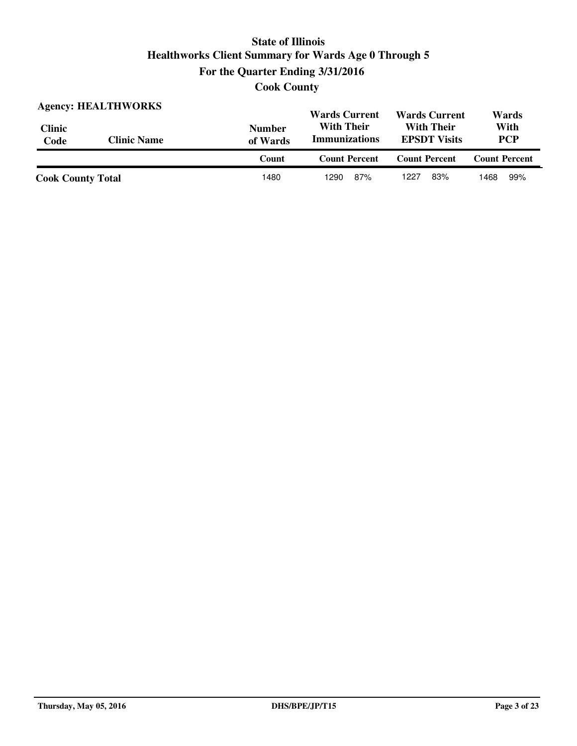# State of Illinois
## Healthworks Client Summary for Wards Age 0 Through 5
## For the Quarter Ending 3/31/2016
## Cook County

**Agency: HEALTHWORKS**

| Clinic Code | Clinic Name | Number of Wards | Wards Current With Their Immunizations | | Wards Current With Their EPSDT Visits | | Wards With PCP | |
|---|---|---|---|---|---|---|---|---|
| | | Count | Count | Percent | Count | Percent | Count | Percent |
| **Cook County Total** | | 1480 | 1290 | 87% | 1227 | 83% | 1468 | 99% |

Thursday, May 05, 2016 DHS/BPE/JP/T15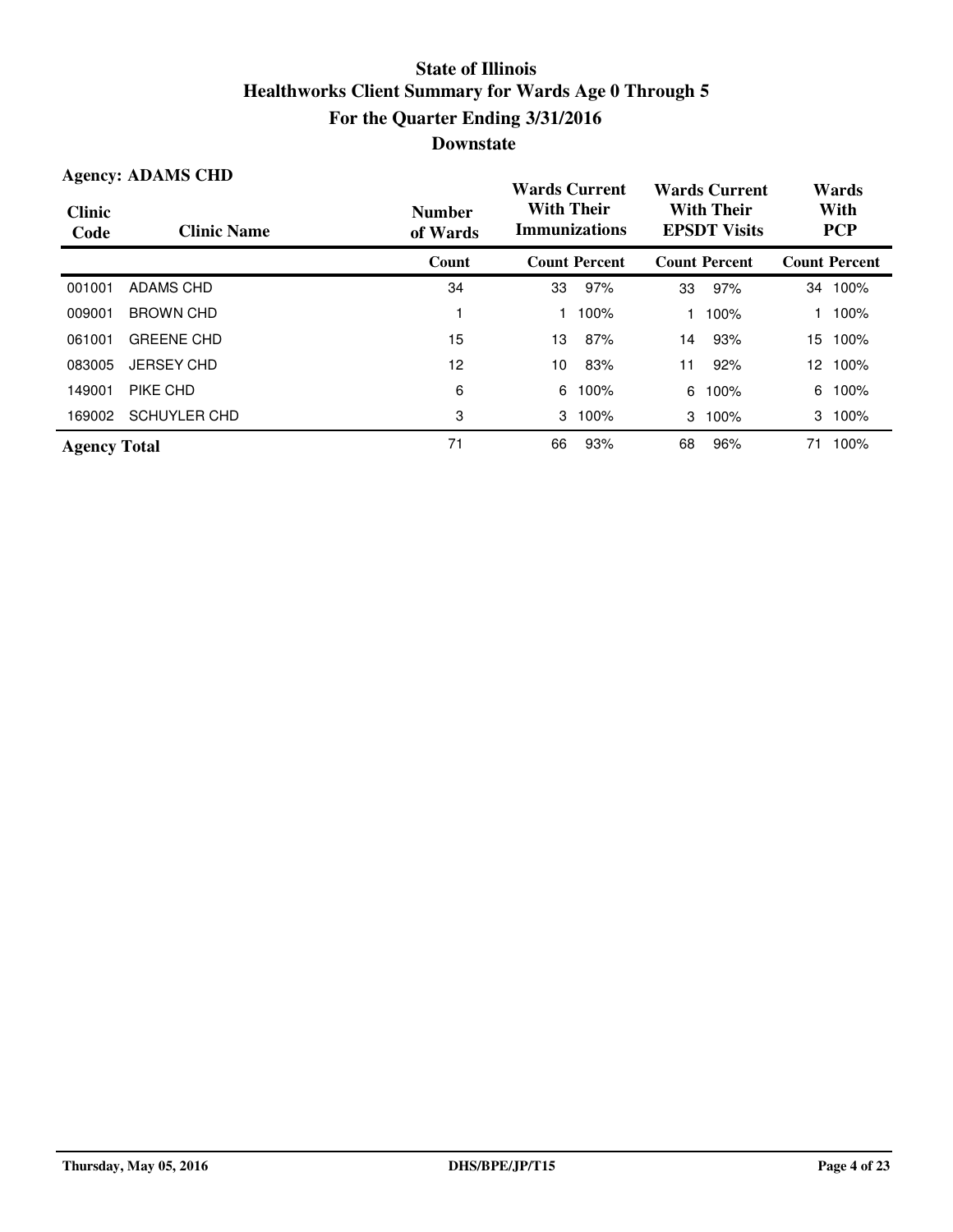# State of Illinois
## Healthworks Client Summary for Wards Age 0 Through 5
## For the Quarter Ending 3/31/2016
## Downstate

**Agency: ADAMS CHD**

| Clinic Code | Clinic Name | Number of Wards | Wards Current With Their Immunizations | | Wards Current With Their EPSDT Visits | | Wards With PCP | |
|---|---|---|---|---|---|---|---|---|
| | | Count | Count | Percent | Count | Percent | Count | Percent |
| 001001 | ADAMS CHD | 34 | 33 | 97% | 33 | 97% | 34 | 100% |
| 009001 | BROWN CHD | 1 | 1 | 100% | 1 | 100% | 1 | 100% |
| 061001 | GREENE CHD | 15 | 13 | 87% | 14 | 93% | 15 | 100% |
| 083005 | JERSEY CHD | 12 | 10 | 83% | 11 | 92% | 12 | 100% |
| 149001 | PIKE CHD | 6 | 6 | 100% | 6 | 100% | 6 | 100% |
| 169002 | SCHUYLER CHD | 3 | 3 | 100% | 3 | 100% | 3 | 100% |
| **Agency Total** | | 71 | 66 | 93% | 68 | 96% | 71 | 100% |

Thursday, May 05, 2016 DHS/BPE/JP/T15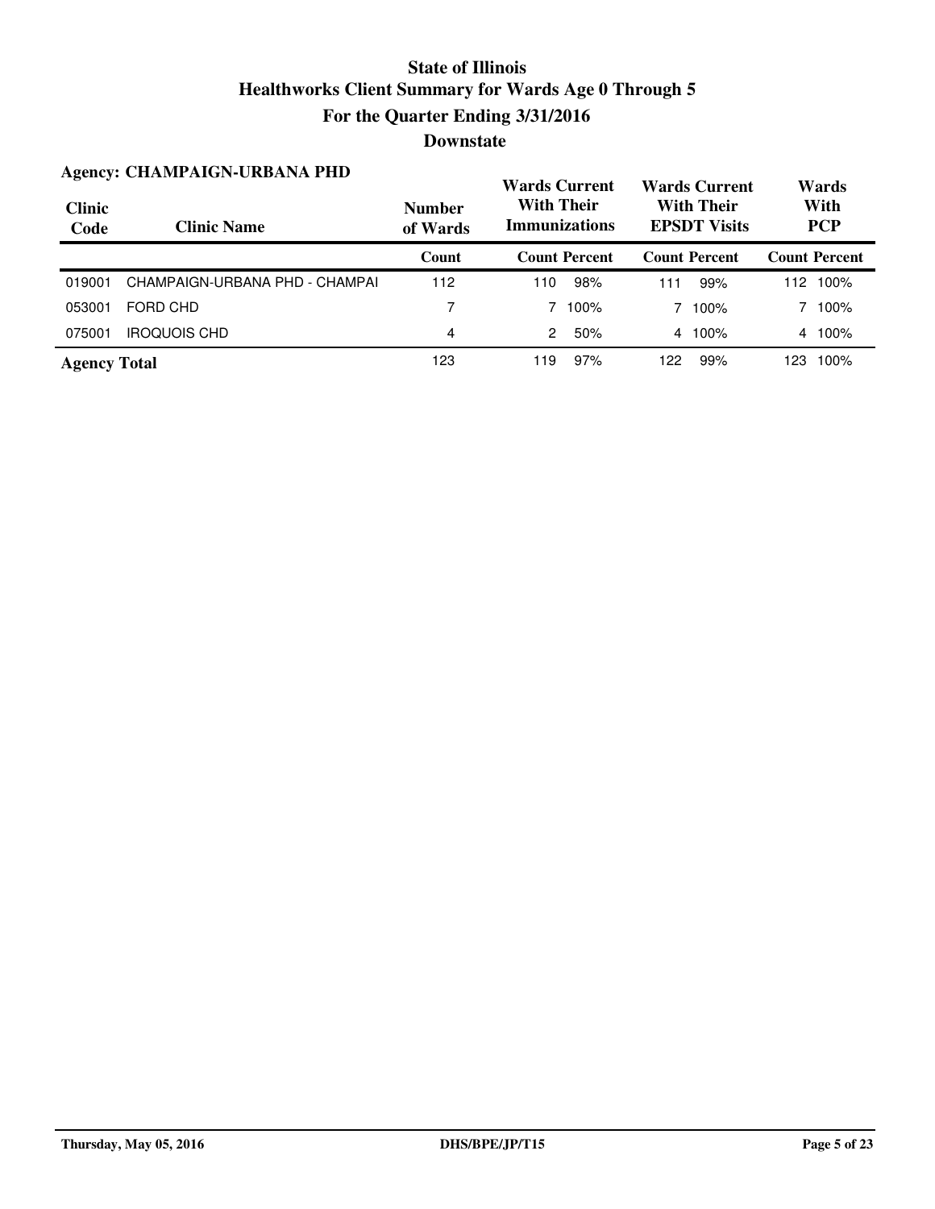# State of Illinois
## Healthworks Client Summary for Wards Age 0 Through 5
## For the Quarter Ending 3/31/2016
## Downstate

### Agency: CHAMPAIGN-URBANA PHD

| Clinic Code | Clinic Name | Number of Wards | Wards Current With Their Immunizations | | Wards Current With Their EPSDT Visits | | Wards With PCP | |
|---|---|---|---|---|---|---|---|---|
| | | Count | Count | Percent | Count | Percent | Count | Percent |
| 019001 | CHAMPAIGN-URBANA PHD - CHAMPAI | 112 | 110 | 98% | 111 | 99% | 112 | 100% |
| 053001 | FORD CHD | 7 | 7 | 100% | 7 | 100% | 7 | 100% |
| 075001 | IROQUOIS CHD | 4 | 2 | 50% | 4 | 100% | 4 | 100% |
| **Agency Total** | | 123 | 119 | 97% | 122 | 99% | 123 | 100% |

Thursday, May 05, 2016 DHS/BPE/JP/T15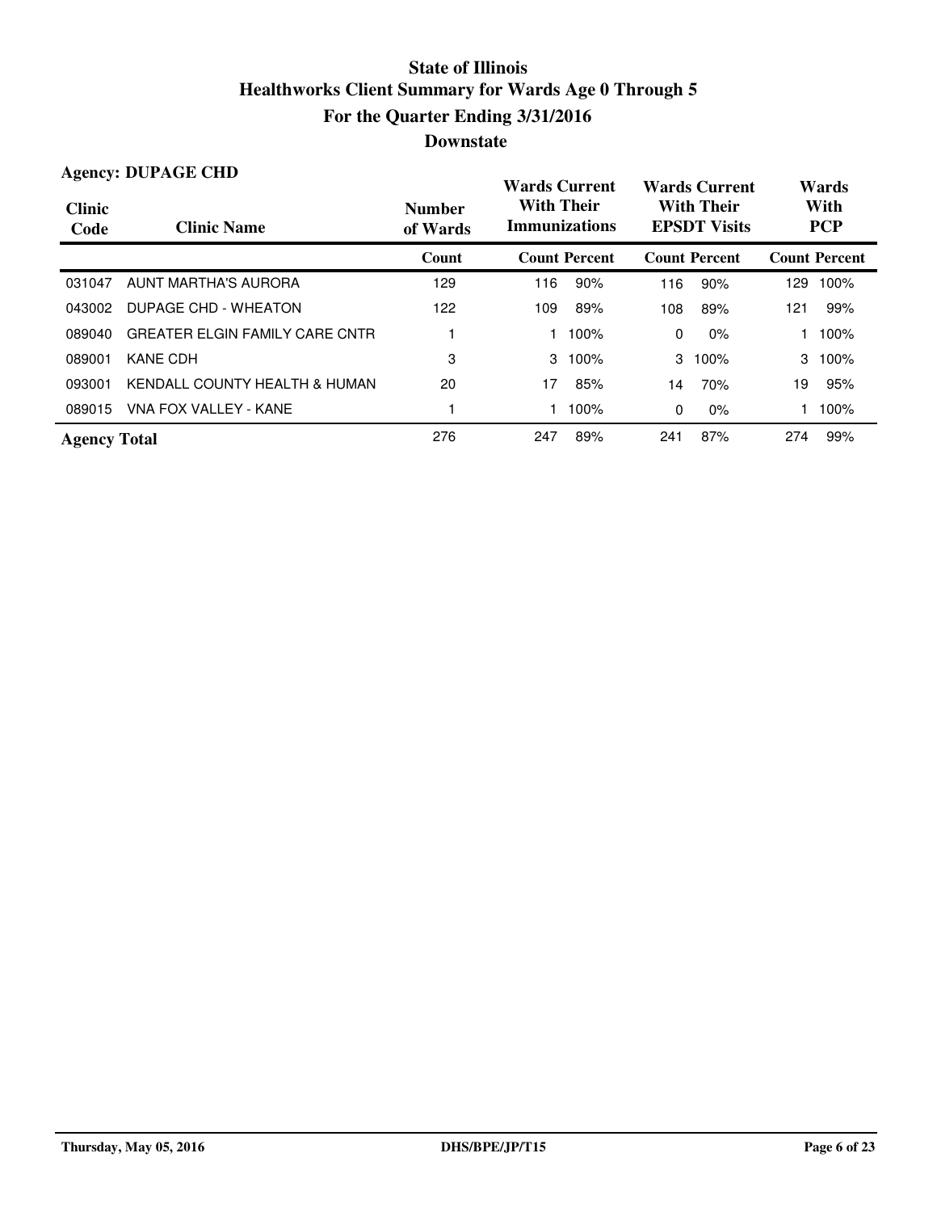# State of Illinois
## Healthworks Client Summary for Wards Age 0 Through 5
## For the Quarter Ending 3/31/2016
## Downstate

**Agency: DUPAGE CHD**

| Clinic Code | Clinic Name | Number of Wards | Wards Current With Their Immunizations | | Wards Current With Their EPSDT Visits | | Wards With PCP | |
|---|---|---|---|---|---|---|---|---|
| | | Count | Count | Percent | Count | Percent | Count | Percent |
| 031047 | AUNT MARTHA'S AURORA | 129 | 116 | 90% | 116 | 90% | 129 | 100% |
| 043002 | DUPAGE CHD - WHEATON | 122 | 109 | 89% | 108 | 89% | 121 | 99% |
| 089040 | GREATER ELGIN FAMILY CARE CNTR | 1 | 1 | 100% | 0 | 0% | 1 | 100% |
| 089001 | KANE CDH | 3 | 3 | 100% | 3 | 100% | 3 | 100% |
| 093001 | KENDALL COUNTY HEALTH & HUMAN | 20 | 17 | 85% | 14 | 70% | 19 | 95% |
| 089015 | VNA FOX VALLEY - KANE | 1 | 1 | 100% | 0 | 0% | 1 | 100% |
| **Agency Total** | | 276 | 247 | 89% | 241 | 87% | 274 | 99% |

Thursday, May 05, 2016 DHS/BPE/JP/T15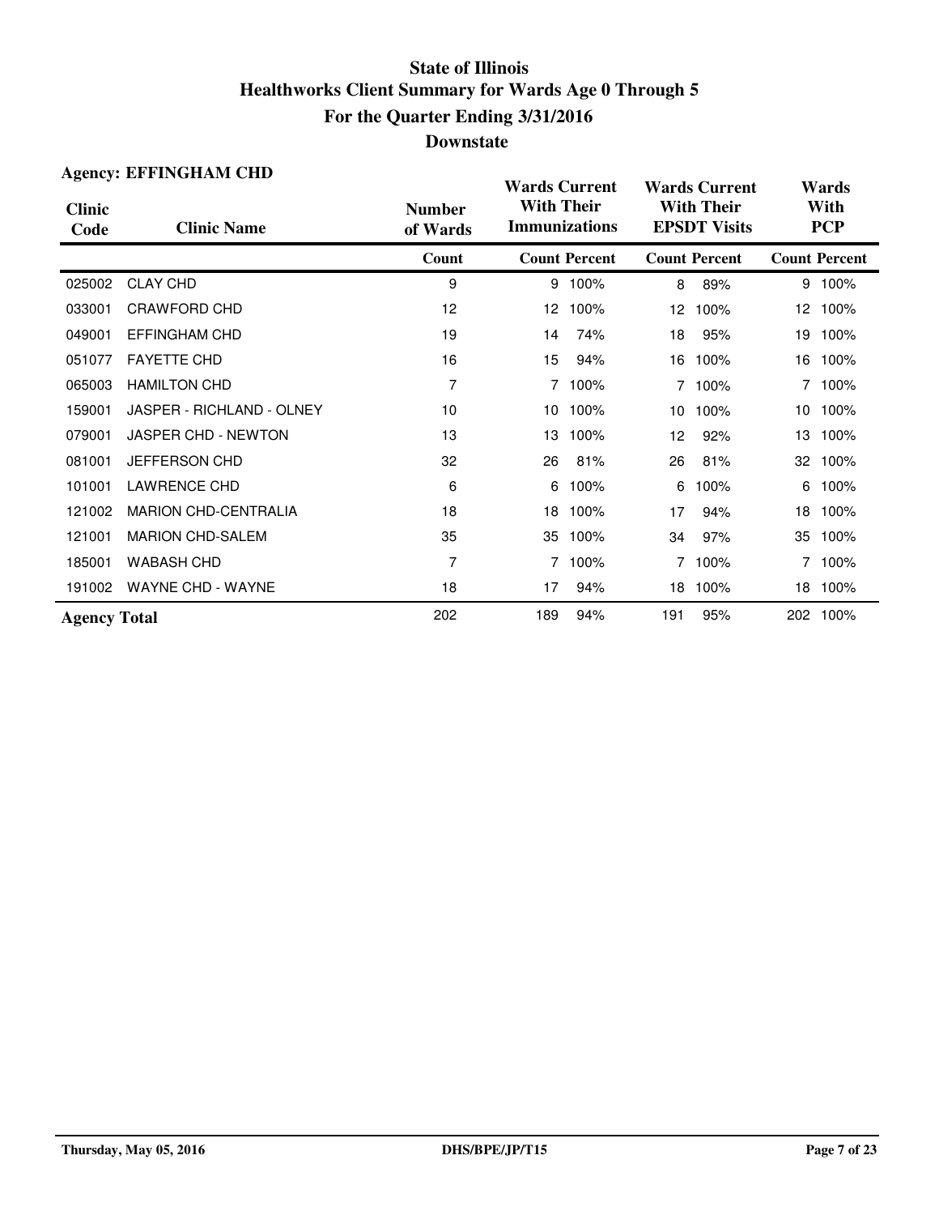# State of Illinois
## Healthworks Client Summary for Wards Age 0 Through 5
## For the Quarter Ending 3/31/2016
## Downstate

**Agency: EFFINGHAM CHD**

| Clinic Code | Clinic Name | Number of Wards | Wards Current With Their Immunizations | | Wards Current With Their EPSDT Visits | | Wards With PCP | |
|---|---|---|---|---|---|---|---|---|
| | | Count | Count | Percent | Count | Percent | Count | Percent |
| 025002 | CLAY CHD | 9 | 9 | 100% | 8 | 89% | 9 | 100% |
| 033001 | CRAWFORD CHD | 12 | 12 | 100% | 12 | 100% | 12 | 100% |
| 049001 | EFFINGHAM CHD | 19 | 14 | 74% | 18 | 95% | 19 | 100% |
| 051077 | FAYETTE CHD | 16 | 15 | 94% | 16 | 100% | 16 | 100% |
| 065003 | HAMILTON CHD | 7 | 7 | 100% | 7 | 100% | 7 | 100% |
| 159001 | JASPER - RICHLAND - OLNEY | 10 | 10 | 100% | 10 | 100% | 10 | 100% |
| 079001 | JASPER CHD - NEWTON | 13 | 13 | 100% | 12 | 92% | 13 | 100% |
| 081001 | JEFFERSON CHD | 32 | 26 | 81% | 26 | 81% | 32 | 100% |
| 101001 | LAWRENCE CHD | 6 | 6 | 100% | 6 | 100% | 6 | 100% |
| 121002 | MARION CHD-CENTRALIA | 18 | 18 | 100% | 17 | 94% | 18 | 100% |
| 121001 | MARION CHD-SALEM | 35 | 35 | 100% | 34 | 97% | 35 | 100% |
| 185001 | WABASH CHD | 7 | 7 | 100% | 7 | 100% | 7 | 100% |
| 191002 | WAYNE CHD - WAYNE | 18 | 17 | 94% | 18 | 100% | 18 | 100% |
| **Agency Total** | | 202 | 189 | 94% | 191 | 95% | 202 | 100% |

Thursday, May 05, 2016 DHS/BPE/JP/T15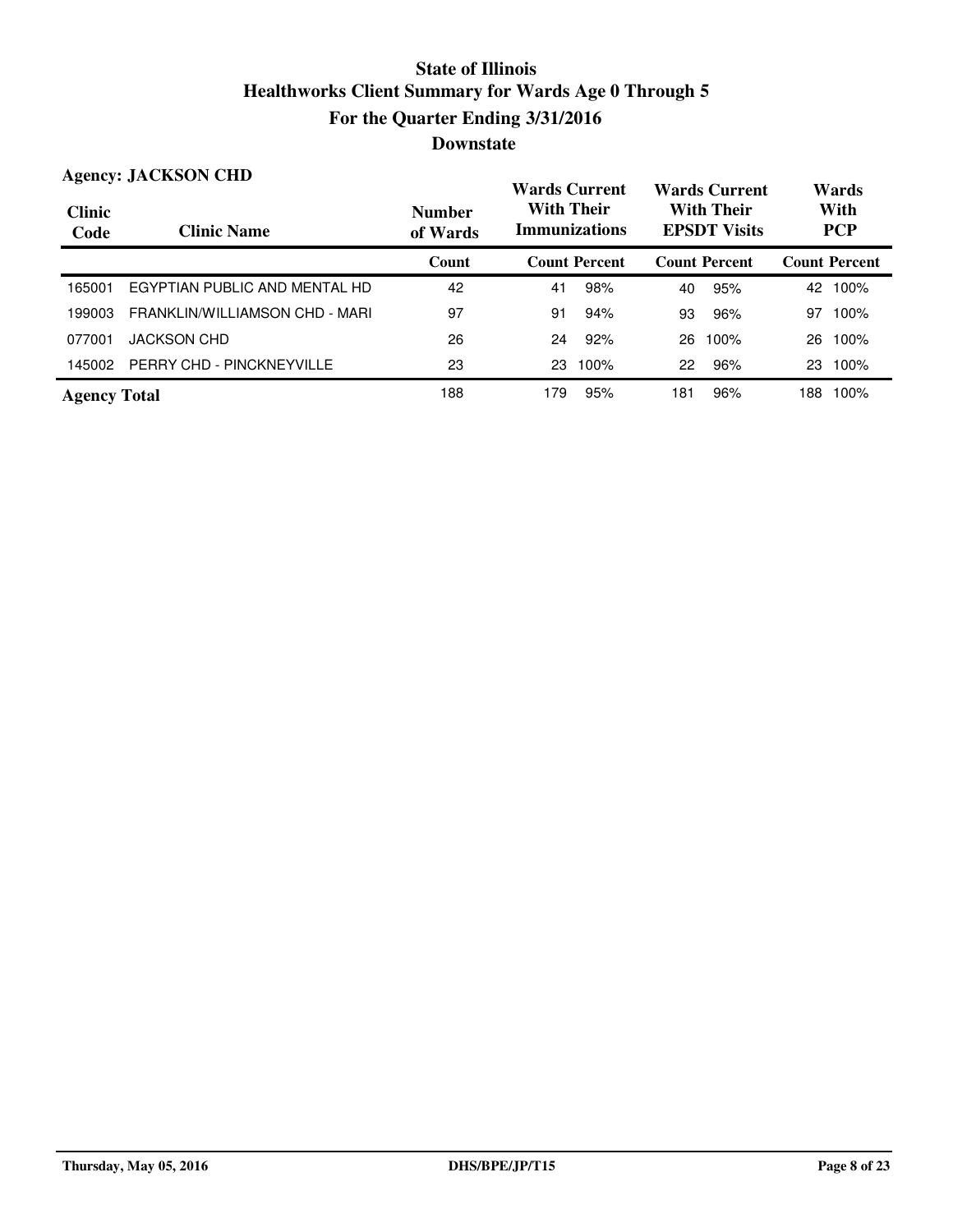# State of Illinois
## Healthworks Client Summary for Wards Age 0 Through 5
## For the Quarter Ending 3/31/2016
## Downstate

**Agency: JACKSON CHD**

| Clinic Code | Clinic Name | Number of Wards | Wards Current With Their Immunizations | | Wards Current With Their EPSDT Visits | | Wards With PCP | |
|---|---|---|---|---|---|---|---|---|
| | | Count | Count | Percent | Count | Percent | Count | Percent |
| 165001 | EGYPTIAN PUBLIC AND MENTAL HD | 42 | 41 | 98% | 40 | 95% | 42 | 100% |
| 199003 | FRANKLIN/WILLIAMSON CHD - MARI | 97 | 91 | 94% | 93 | 96% | 97 | 100% |
| 077001 | JACKSON CHD | 26 | 24 | 92% | 26 | 100% | 26 | 100% |
| 145002 | PERRY CHD - PINCKNEYVILLE | 23 | 23 | 100% | 22 | 96% | 23 | 100% |
| **Agency Total** | | 188 | 179 | 95% | 181 | 96% | 188 | 100% |

Thursday, May 05, 2016 DHS/BPE/JP/T15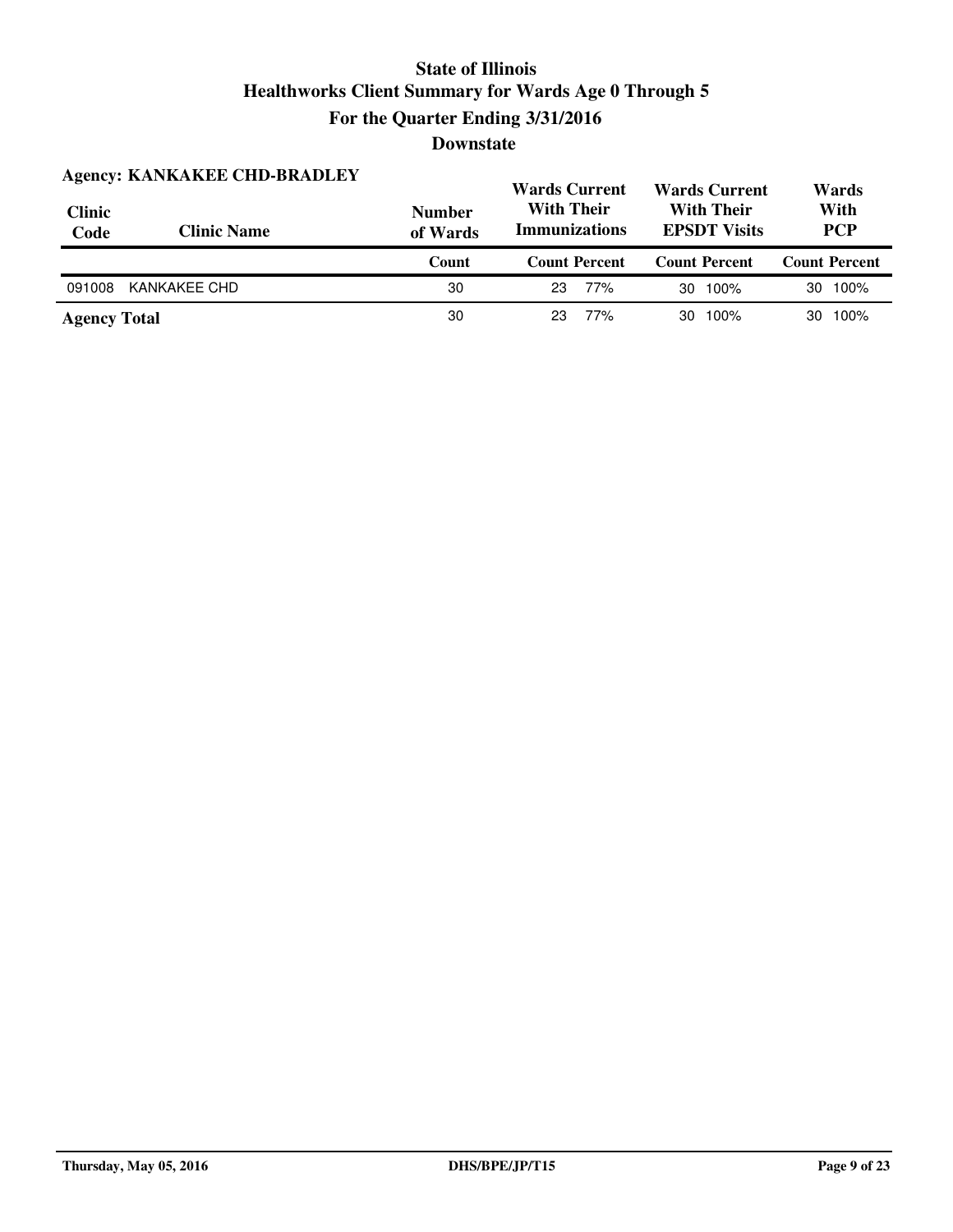# State of Illinois
## Healthworks Client Summary for Wards Age 0 Through 5
## For the Quarter Ending 3/31/2016
## Downstate

**Agency: KANKAKEE CHD-BRADLEY**

| Clinic Code | Clinic Name | Number of Wards | Wards Current With Their Immunizations | | Wards Current With Their EPSDT Visits | | Wards With PCP | |
|---|---|---|---|---|---|---|---|---|
| | | Count | Count | Percent | Count | Percent | Count | Percent |
| 091008 | KANKAKEE CHD | 30 | 23 | 77% | 30 | 100% | 30 | 100% |
| **Agency Total** | | 30 | 23 | 77% | 30 | 100% | 30 | 100% |

Thursday, May 05, 2016 DHS/BPE/JP/T15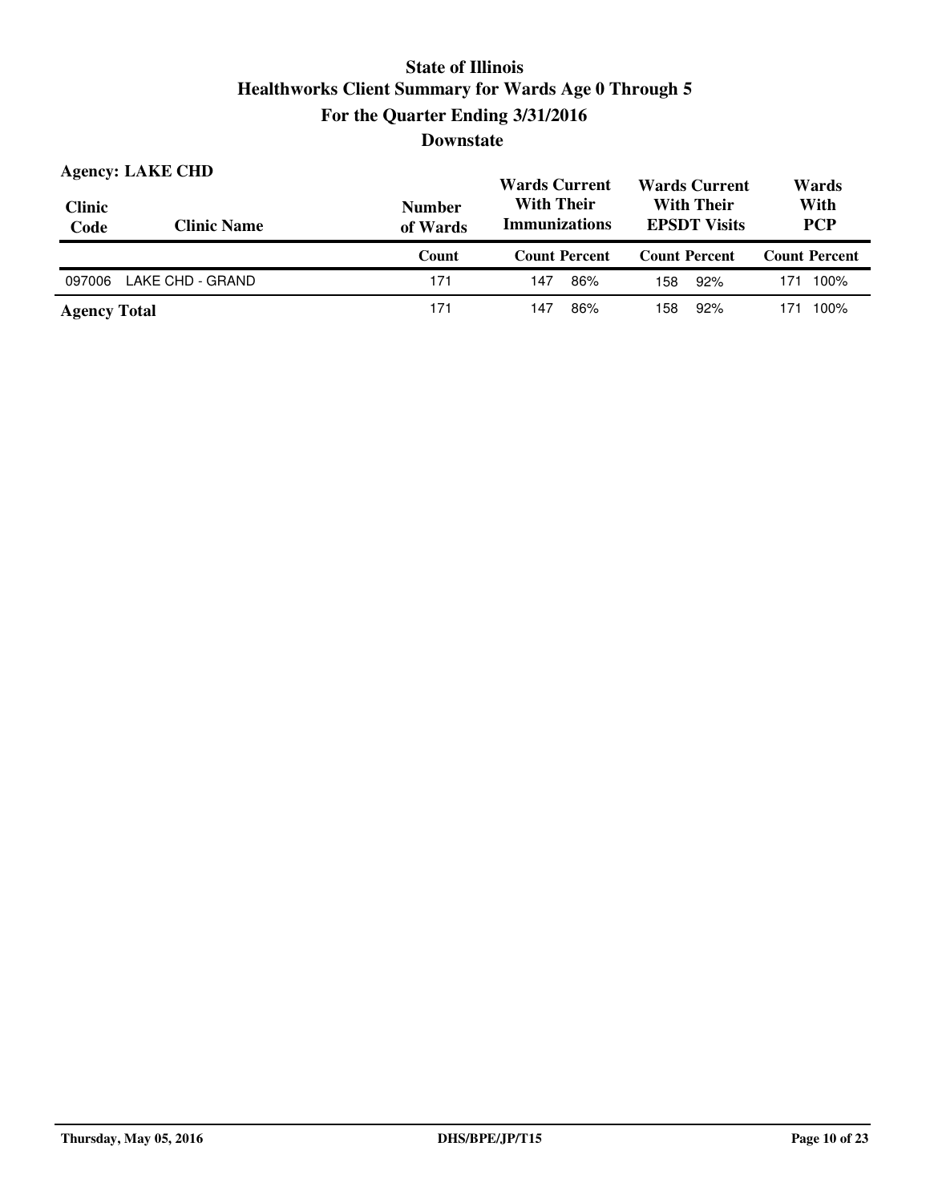# State of Illinois
## Healthworks Client Summary for Wards Age 0 Through 5
## For the Quarter Ending 3/31/2016
## Downstate

**Agency: LAKE CHD**

| Clinic Code | Clinic Name | Number of Wards | Wards Current With Their Immunizations | | Wards Current With Their EPSDT Visits | | Wards With PCP | |
|---|---|---|---|---|---|---|---|---|
| | | Count | Count | Percent | Count | Percent | Count | Percent |
| 097006 | LAKE CHD - GRAND | 171 | 147 | 86% | 158 | 92% | 171 | 100% |
| **Agency Total** | | 171 | 147 | 86% | 158 | 92% | 171 | 100% |

Thursday, May 05, 2016 DHS/BPE/JP/T15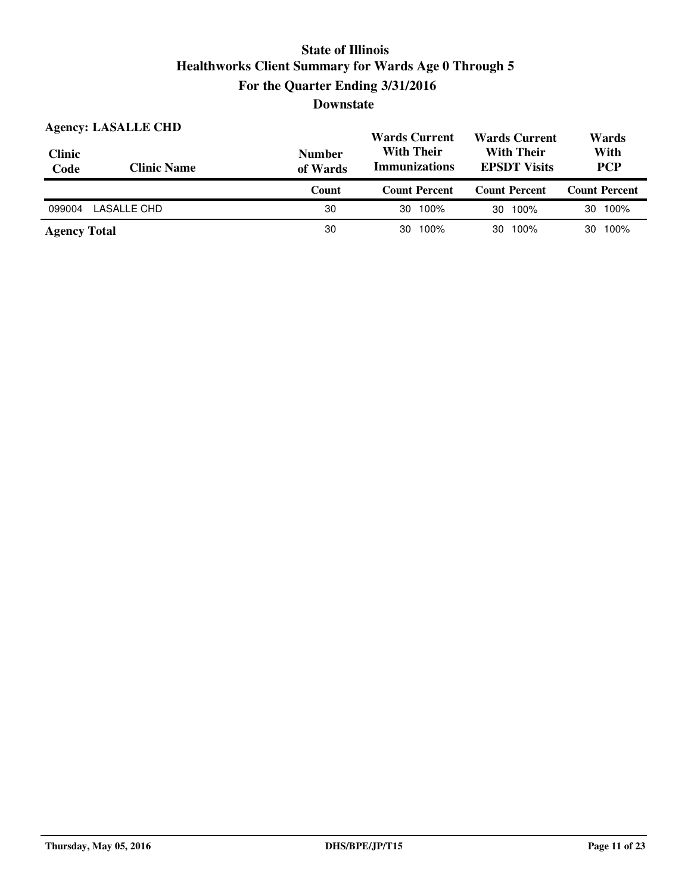# State of Illinois
## Healthworks Client Summary for Wards Age 0 Through 5
## For the Quarter Ending 3/31/2016
## Downstate

**Agency: LASALLE CHD**

| Clinic Code | Clinic Name | Number of Wards | Wards Current With Their Immunizations | | Wards Current With Their EPSDT Visits | | Wards With PCP | |
|---|---|---|---|---|---|---|---|---|
| | | Count | Count | Percent | Count | Percent | Count | Percent |
| 099004 | LASALLE CHD | 30 | 30 | 100% | 30 | 100% | 30 | 100% |
| **Agency Total** | | 30 | 30 | 100% | 30 | 100% | 30 | 100% |

Thursday, May 05, 2016 DHS/BPE/JP/T15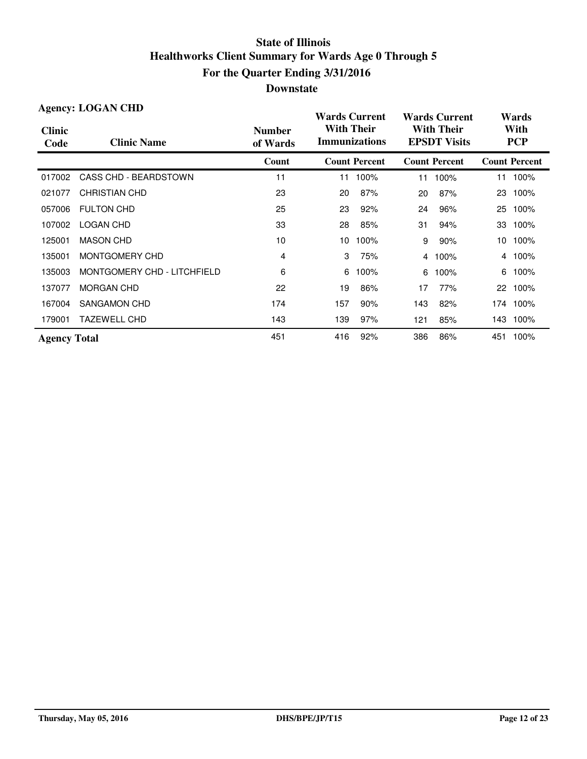# State of Illinois
## Healthworks Client Summary for Wards Age 0 Through 5
## For the Quarter Ending 3/31/2016
## Downstate

**Agency: LOGAN CHD**

| Clinic Code | Clinic Name | Number of Wards | Wards Current With Their Immunizations | | Wards Current With Their EPSDT Visits | | Wards With PCP | |
|---|---|---|---|---|---|---|---|---|
| | | Count | Count | Percent | Count | Percent | Count | Percent |
| 017002 | CASS CHD - BEARDSTOWN | 11 | 11 | 100% | 11 | 100% | 11 | 100% |
| 021077 | CHRISTIAN CHD | 23 | 20 | 87% | 20 | 87% | 23 | 100% |
| 057006 | FULTON CHD | 25 | 23 | 92% | 24 | 96% | 25 | 100% |
| 107002 | LOGAN CHD | 33 | 28 | 85% | 31 | 94% | 33 | 100% |
| 125001 | MASON CHD | 10 | 10 | 100% | 9 | 90% | 10 | 100% |
| 135001 | MONTGOMERY CHD | 4 | 3 | 75% | 4 | 100% | 4 | 100% |
| 135003 | MONTGOMERY CHD - LITCHFIELD | 6 | 6 | 100% | 6 | 100% | 6 | 100% |
| 137077 | MORGAN CHD | 22 | 19 | 86% | 17 | 77% | 22 | 100% |
| 167004 | SANGAMON CHD | 174 | 157 | 90% | 143 | 82% | 174 | 100% |
| 179001 | TAZEWELL CHD | 143 | 139 | 97% | 121 | 85% | 143 | 100% |
| **Agency Total** | | 451 | 416 | 92% | 386 | 86% | 451 | 100% |

Thursday, May 05, 2016 DHS/BPE/JP/T15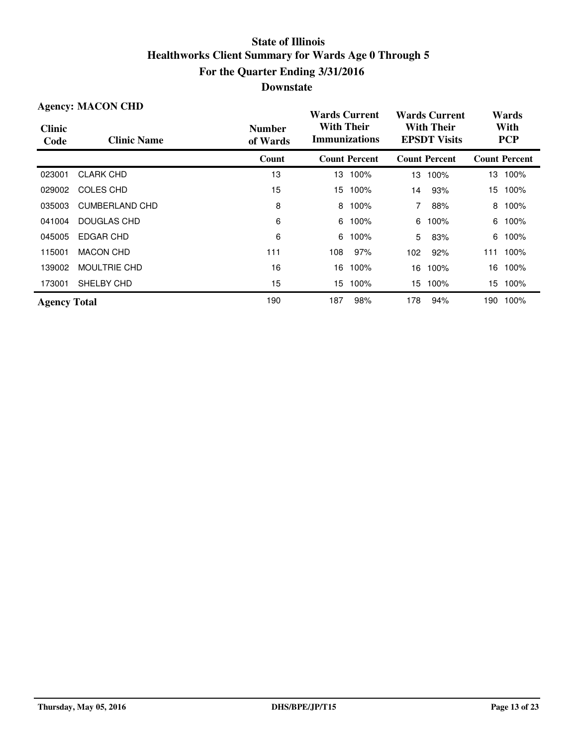# State of Illinois
## Healthworks Client Summary for Wards Age 0 Through 5
## For the Quarter Ending 3/31/2016
## Downstate

**Agency: MACON CHD**

| Clinic Code | Clinic Name | Number of Wards | Wards Current With Their Immunizations | | Wards Current With Their EPSDT Visits | | Wards With PCP | |
|---|---|---|---|---|---|---|---|---|
| | | Count | Count | Percent | Count | Percent | Count | Percent |
| 023001 | CLARK CHD | 13 | 13 | 100% | 13 | 100% | 13 | 100% |
| 029002 | COLES CHD | 15 | 15 | 100% | 14 | 93% | 15 | 100% |
| 035003 | CUMBERLAND CHD | 8 | 8 | 100% | 7 | 88% | 8 | 100% |
| 041004 | DOUGLAS CHD | 6 | 6 | 100% | 6 | 100% | 6 | 100% |
| 045005 | EDGAR CHD | 6 | 6 | 100% | 5 | 83% | 6 | 100% |
| 115001 | MACON CHD | 111 | 108 | 97% | 102 | 92% | 111 | 100% |
| 139002 | MOULTRIE CHD | 16 | 16 | 100% | 16 | 100% | 16 | 100% |
| 173001 | SHELBY CHD | 15 | 15 | 100% | 15 | 100% | 15 | 100% |
| **Agency Total** | | 190 | 187 | 98% | 178 | 94% | 190 | 100% |

Thursday, May 05, 2016 DHS/BPE/JP/T15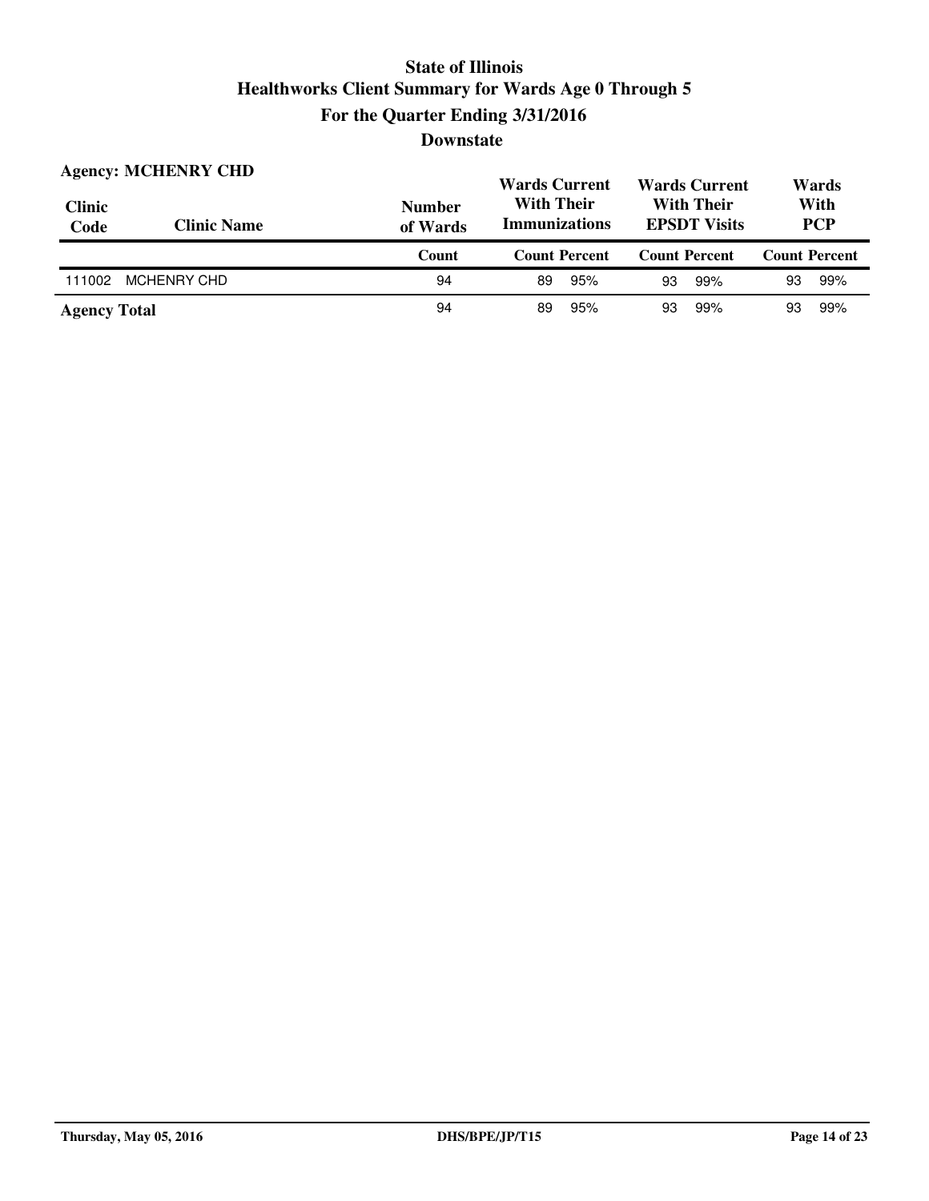# State of Illinois
## Healthworks Client Summary for Wards Age 0 Through 5
### For the Quarter Ending 3/31/2016
### Downstate

**Agency: MCHENRY CHD**

| Clinic Code | Clinic Name | Number of Wards | Wards Current With Their Immunizations | | Wards Current With Their EPSDT Visits | | Wards With PCP | |
|---|---|---|---|---|---|---|---|---|
| | | Count | Count | Percent | Count | Percent | Count | Percent |
| 111002 | MCHENRY CHD | 94 | 89 | 95% | 93 | 99% | 93 | 99% |
| **Agency Total** | | 94 | 89 | 95% | 93 | 99% | 93 | 99% |

Thursday, May 05, 2016 DHS/BPE/JP/T15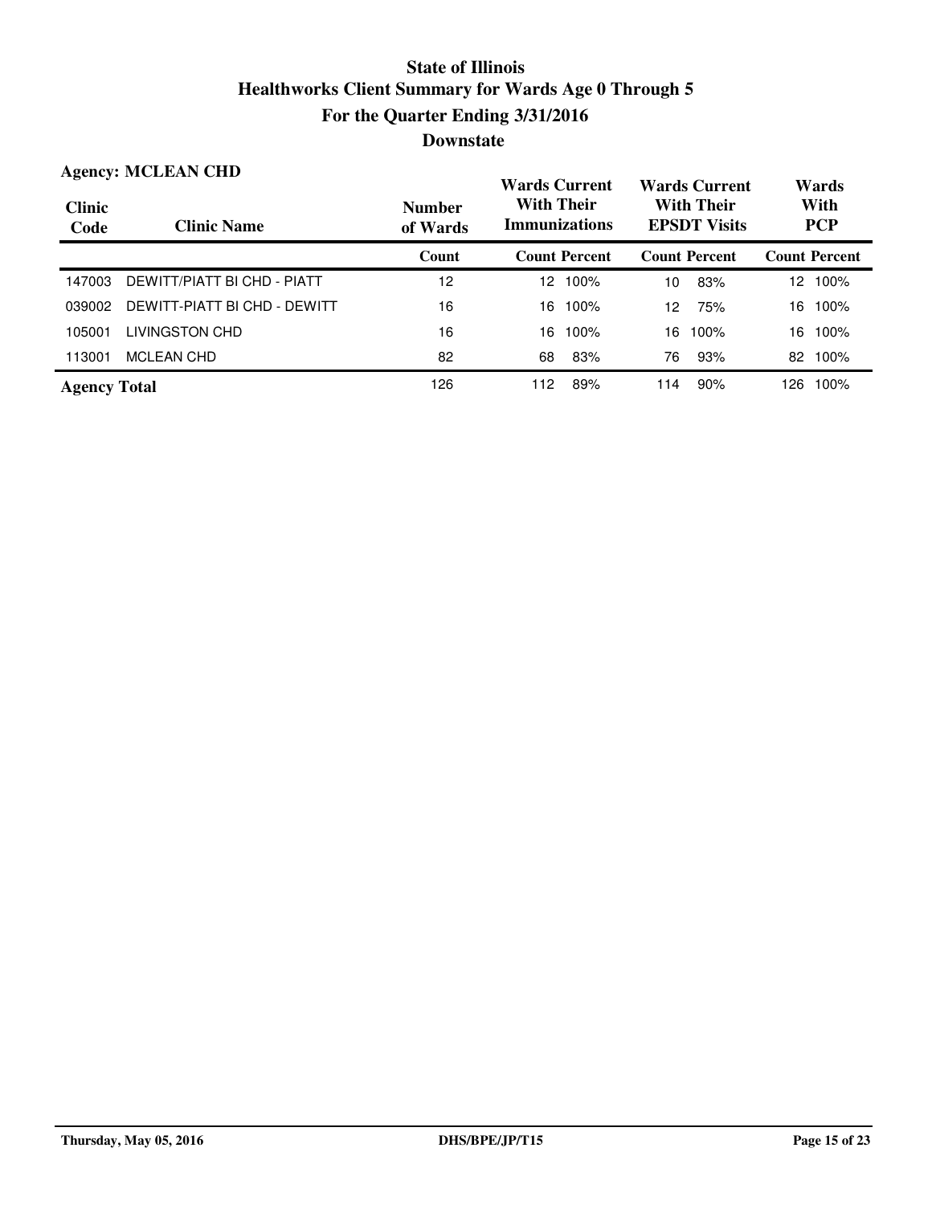# State of Illinois
## Healthworks Client Summary for Wards Age 0 Through 5
## For the Quarter Ending 3/31/2016
## Downstate

**Agency: MCLEAN CHD**

| Clinic Code | Clinic Name | Number of Wards | Wards Current With Their Immunizations | | Wards Current With Their EPSDT Visits | | Wards With PCP | |
|---|---|---|---|---|---|---|---|---|
| | | Count | Count | Percent | Count | Percent | Count | Percent |
| 147003 | DEWITT/PIATT BI CHD - PIATT | 12 | 12 | 100% | 10 | 83% | 12 | 100% |
| 039002 | DEWITT-PIATT BI CHD - DEWITT | 16 | 16 | 100% | 12 | 75% | 16 | 100% |
| 105001 | LIVINGSTON CHD | 16 | 16 | 100% | 16 | 100% | 16 | 100% |
| 113001 | MCLEAN CHD | 82 | 68 | 83% | 76 | 93% | 82 | 100% |
| **Agency Total** | | 126 | 112 | 89% | 114 | 90% | 126 | 100% |

Thursday, May 05, 2016 DHS/BPE/JP/T15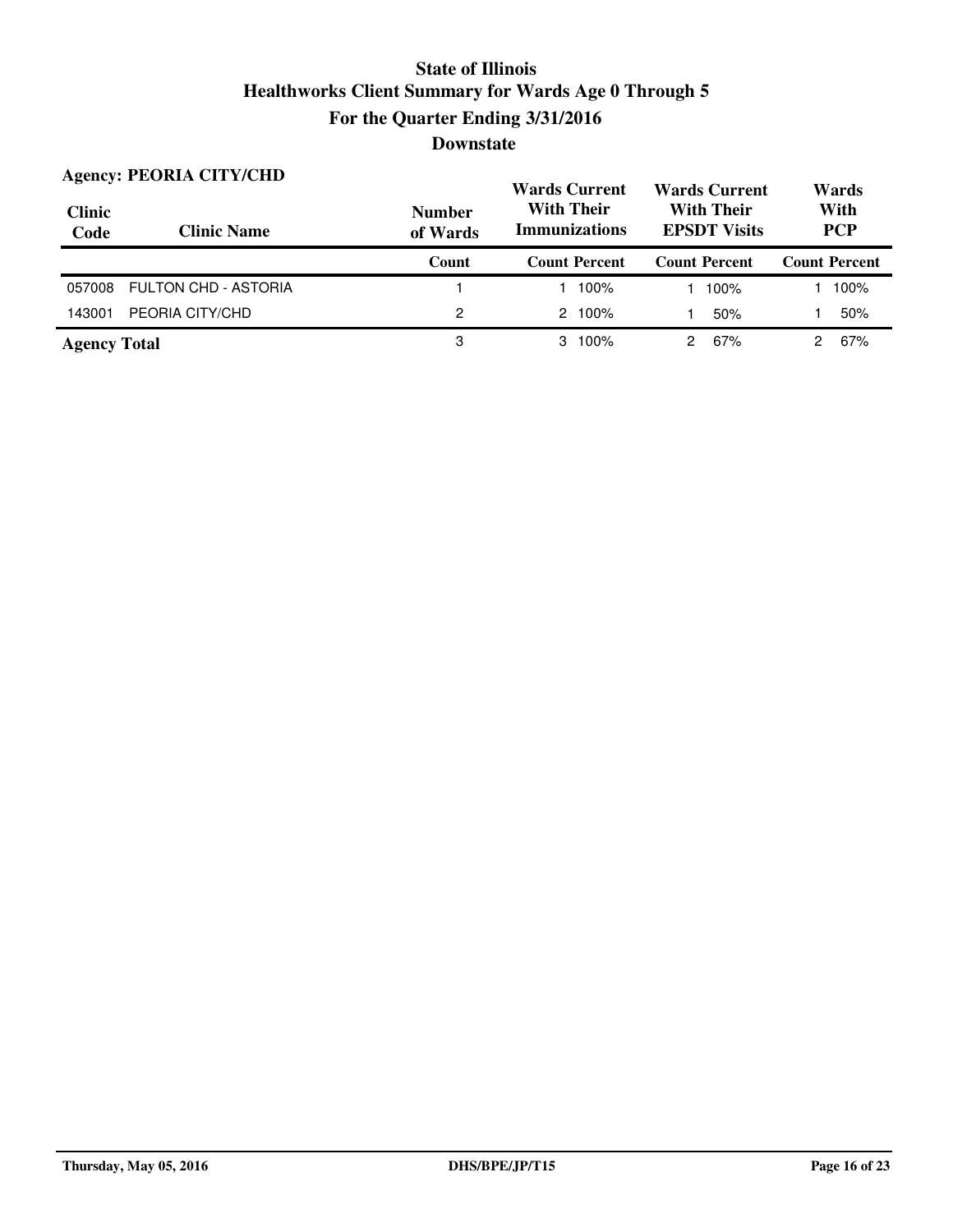# State of Illinois
## Healthworks Client Summary for Wards Age 0 Through 5
## For the Quarter Ending 3/31/2016
## Downstate

**Agency: PEORIA CITY/CHD**

| Clinic Code | Clinic Name | Number of Wards | Wards Current With Their Immunizations | | Wards Current With Their EPSDT Visits | | Wards With PCP | |
|---|---|---|---|---|---|---|---|---|
| | | Count | Count | Percent | Count | Percent | Count | Percent |
| 057008 | FULTON CHD - ASTORIA | 1 | 1 | 100% | 1 | 100% | 1 | 100% |
| 143001 | PEORIA CITY/CHD | 2 | 2 | 100% | 1 | 50% | 1 | 50% |
| **Agency Total** | | 3 | 3 | 100% | 2 | 67% | 2 | 67% |

Thursday, May 05, 2016 DHS/BPE/JP/T15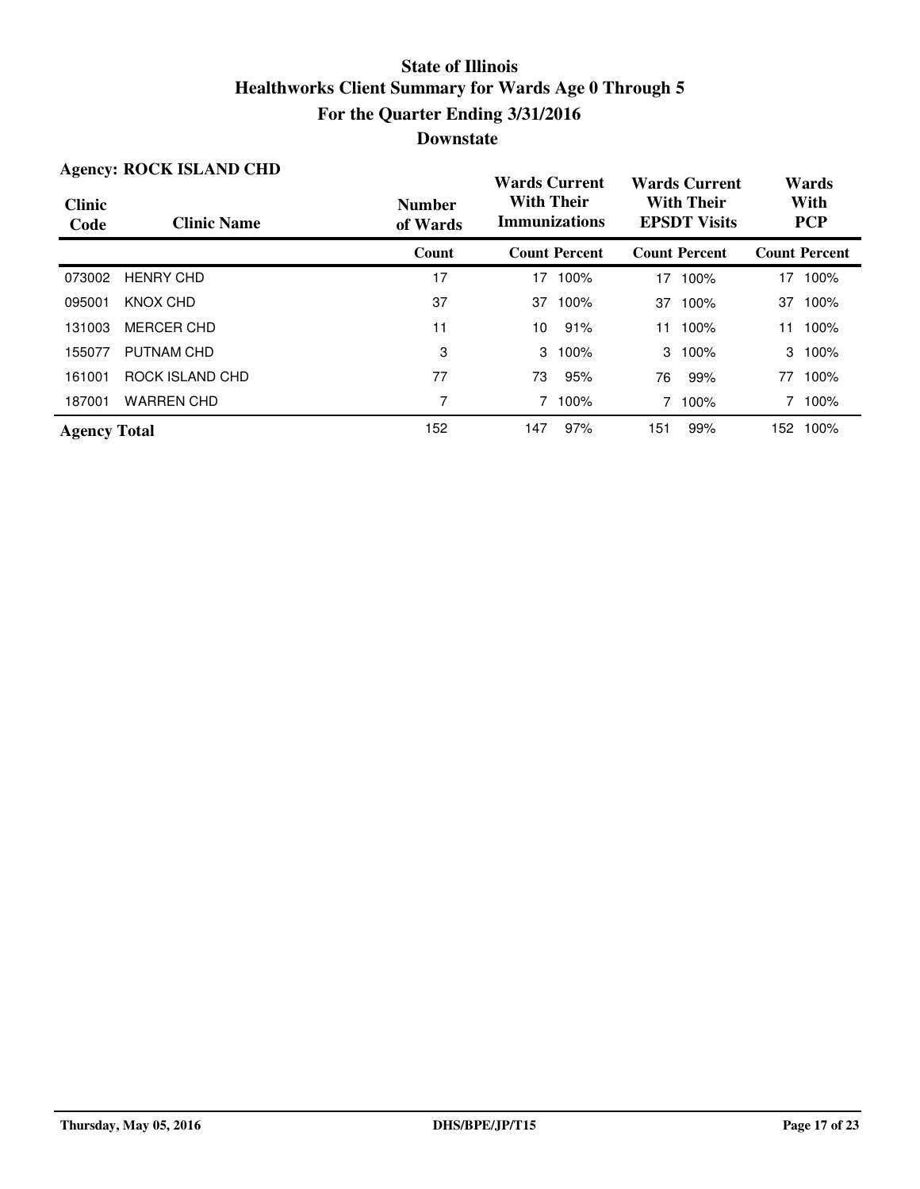# State of Illinois
## Healthworks Client Summary for Wards Age 0 Through 5
## For the Quarter Ending 3/31/2016
## Downstate

**Agency: ROCK ISLAND CHD**

| Clinic Code | Clinic Name | Number of Wards | Wards Current With Their Immunizations | | Wards Current With Their EPSDT Visits | | Wards With PCP | |
|---|---|---|---|---|---|---|---|---|
| | | Count | Count | Percent | Count | Percent | Count | Percent |
| 073002 | HENRY CHD | 17 | 17 | 100% | 17 | 100% | 17 | 100% |
| 095001 | KNOX CHD | 37 | 37 | 100% | 37 | 100% | 37 | 100% |
| 131003 | MERCER CHD | 11 | 10 | 91% | 11 | 100% | 11 | 100% |
| 155077 | PUTNAM CHD | 3 | 3 | 100% | 3 | 100% | 3 | 100% |
| 161001 | ROCK ISLAND CHD | 77 | 73 | 95% | 76 | 99% | 77 | 100% |
| 187001 | WARREN CHD | 7 | 7 | 100% | 7 | 100% | 7 | 100% |
| **Agency Total** | | 152 | 147 | 97% | 151 | 99% | 152 | 100% |

Thursday, May 05, 2016 DHS/BPE/JP/T15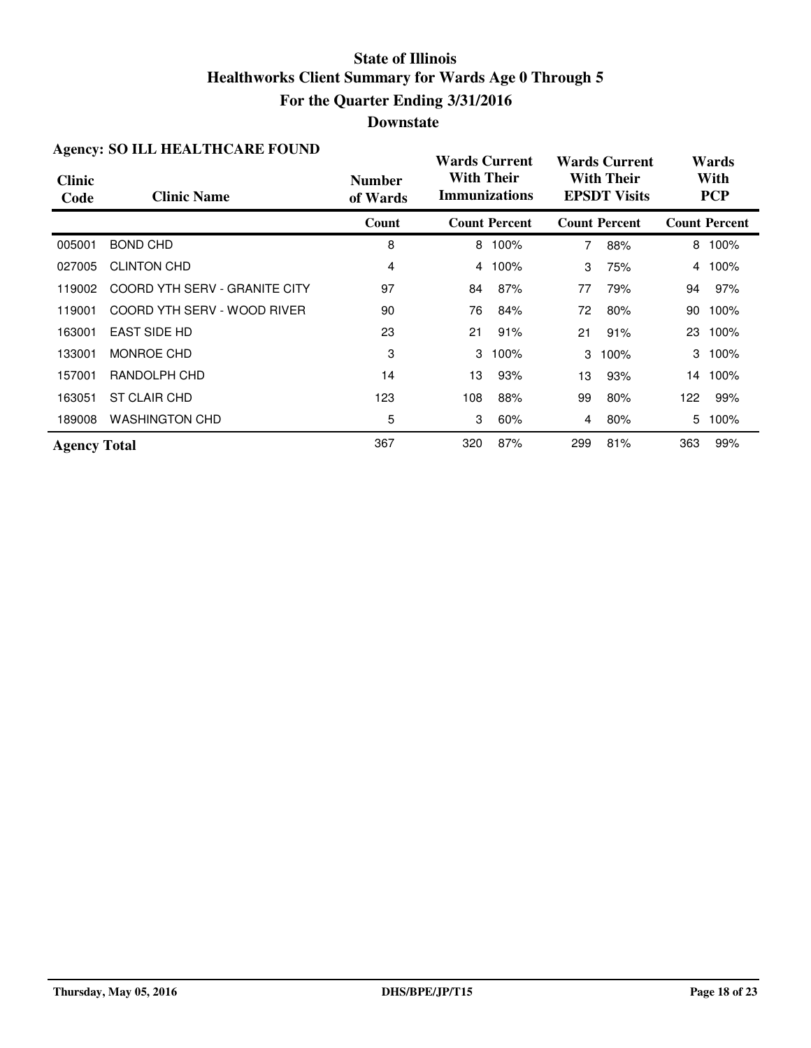# State of Illinois
## Healthworks Client Summary for Wards Age 0 Through 5
## For the Quarter Ending 3/31/2016
## Downstate

**Agency: SO ILL HEALTHCARE FOUND**

| Clinic Code | Clinic Name | Number of Wards | Wards Current With Their Immunizations | | Wards Current With Their EPSDT Visits | | Wards With PCP | |
|---|---|---|---|---|---|---|---|---|
| | | Count | Count | Percent | Count | Percent | Count | Percent |
| 005001 | BOND CHD | 8 | 8 | 100% | 7 | 88% | 8 | 100% |
| 027005 | CLINTON CHD | 4 | 4 | 100% | 3 | 75% | 4 | 100% |
| 119002 | COORD YTH SERV - GRANITE CITY | 97 | 84 | 87% | 77 | 79% | 94 | 97% |
| 119001 | COORD YTH SERV - WOOD RIVER | 90 | 76 | 84% | 72 | 80% | 90 | 100% |
| 163001 | EAST SIDE HD | 23 | 21 | 91% | 21 | 91% | 23 | 100% |
| 133001 | MONROE CHD | 3 | 3 | 100% | 3 | 100% | 3 | 100% |
| 157001 | RANDOLPH CHD | 14 | 13 | 93% | 13 | 93% | 14 | 100% |
| 163051 | ST CLAIR CHD | 123 | 108 | 88% | 99 | 80% | 122 | 99% |
| 189008 | WASHINGTON CHD | 5 | 3 | 60% | 4 | 80% | 5 | 100% |
| **Agency Total** | | 367 | 320 | 87% | 299 | 81% | 363 | 99% |

Thursday, May 05, 2016 DHS/BPE/JP/T15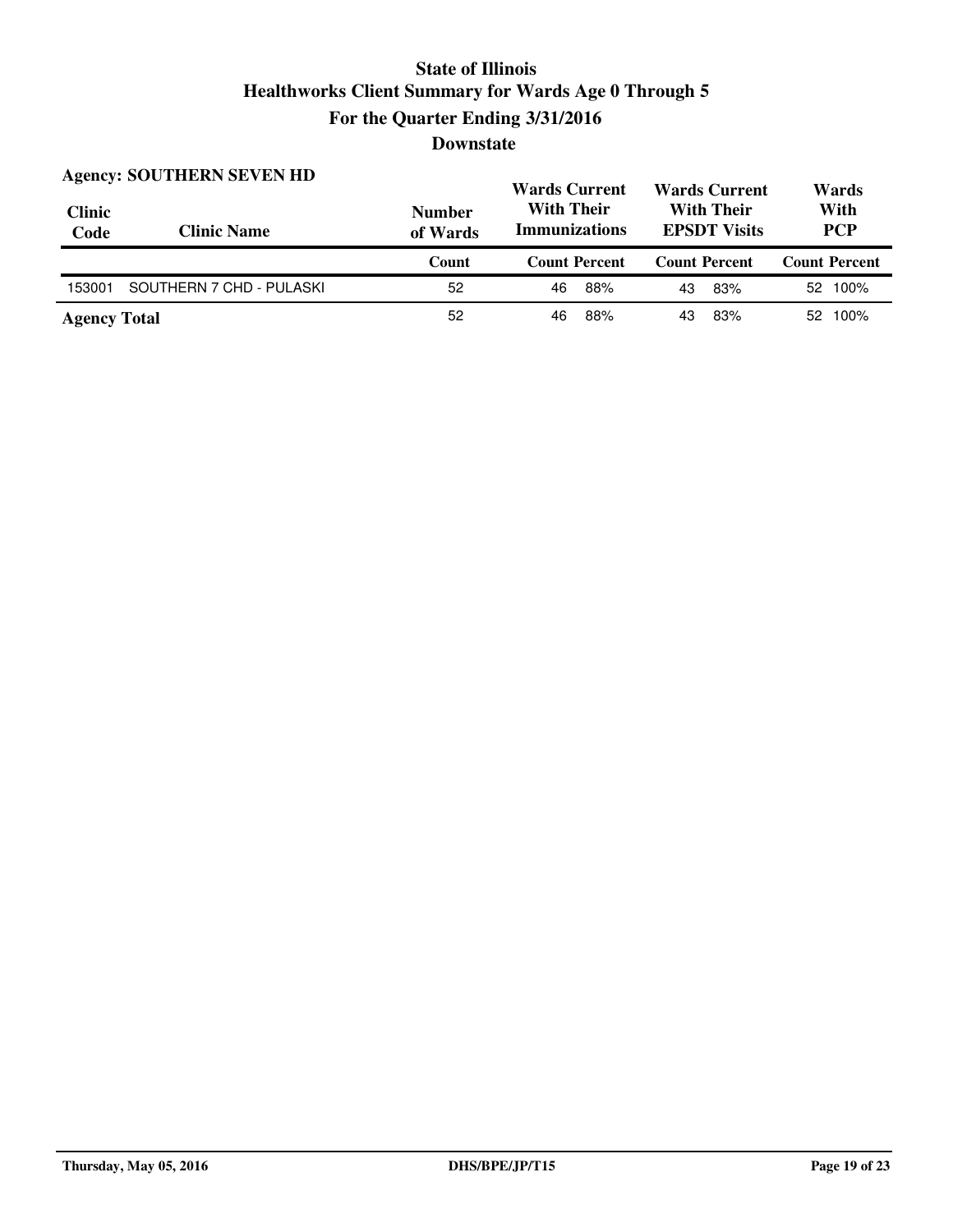# State of Illinois
## Healthworks Client Summary for Wards Age 0 Through 5
## For the Quarter Ending 3/31/2016
## Downstate

**Agency: SOUTHERN SEVEN HD**

| Clinic Code | Clinic Name | Number of Wards | Wards Current With Their Immunizations | | Wards Current With Their EPSDT Visits | | Wards With PCP | |
|---|---|---|---|---|---|---|---|---|
| | | Count | Count | Percent | Count | Percent | Count | Percent |
| 153001 | SOUTHERN 7 CHD - PULASKI | 52 | 46 | 88% | 43 | 83% | 52 | 100% |
| **Agency Total** | | 52 | 46 | 88% | 43 | 83% | 52 | 100% |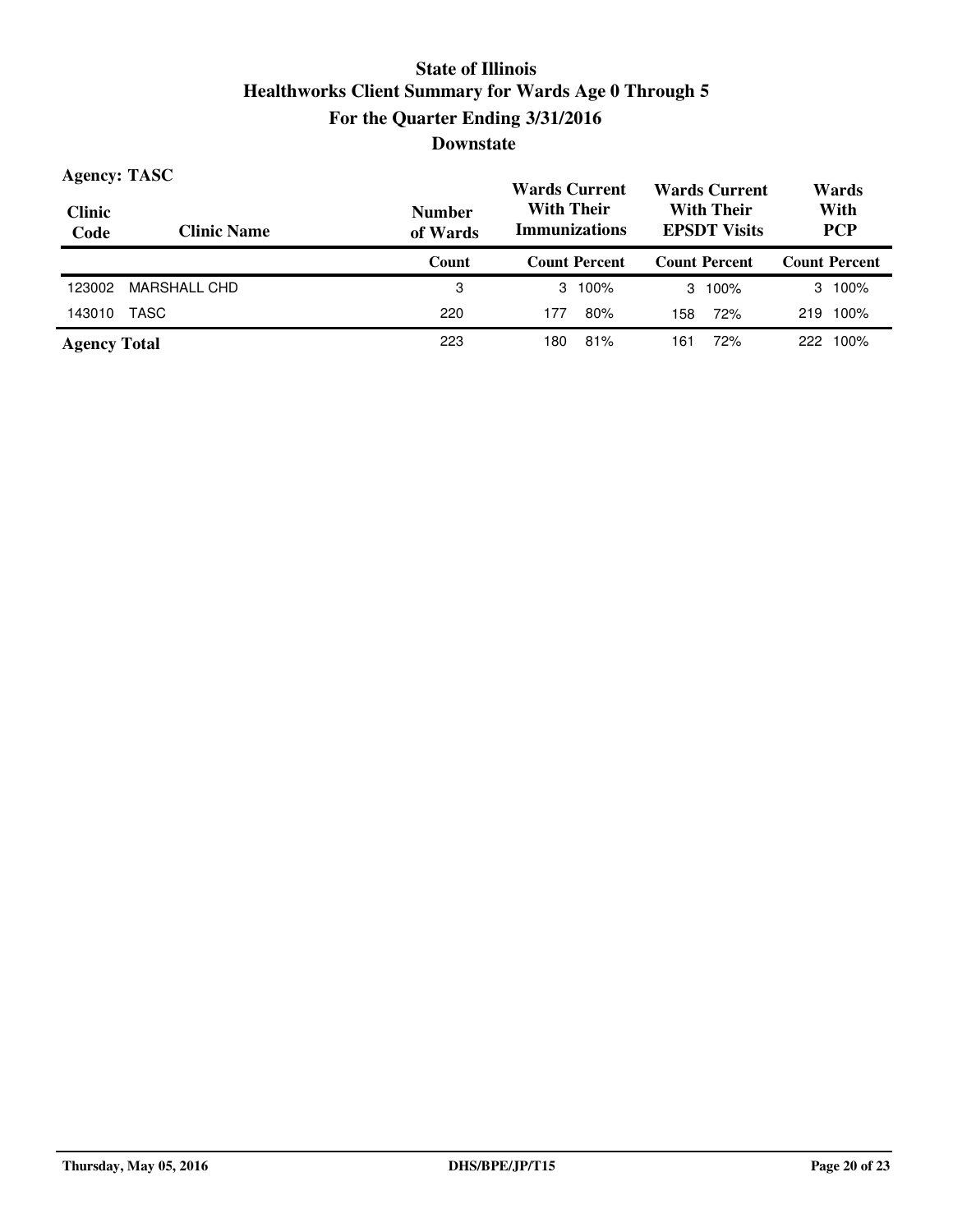# State of Illinois
# Healthworks Client Summary for Wards Age 0 Through 5
## For the Quarter Ending 3/31/2016
## Downstate

**Agency: TASC**

| Clinic Code | Clinic Name | Number of Wards | Wards Current With Their Immunizations | | Wards Current With Their EPSDT Visits | | Wards With PCP | |
|---|---|---|---|---|---|---|---|---|
| | | Count | Count | Percent | Count | Percent | Count | Percent |
| 123002 | MARSHALL CHD | 3 | 3 | 100% | 3 | 100% | 3 | 100% |
| 143010 | TASC | 220 | 177 | 80% | 158 | 72% | 219 | 100% |
| **Agency Total** | | 223 | 180 | 81% | 161 | 72% | 222 | 100% |

Thursday, May 05, 2016 DHS/BPE/JP/T15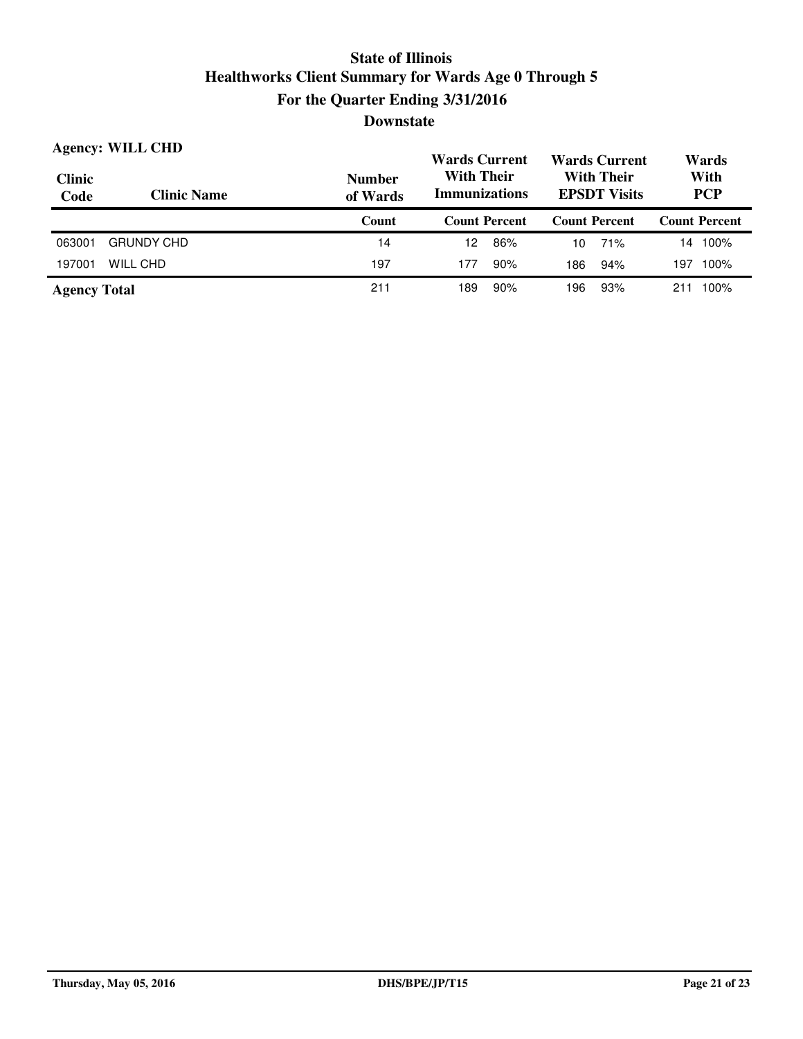# State of Illinois
## Healthworks Client Summary for Wards Age 0 Through 5
## For the Quarter Ending 3/31/2016
## Downstate

**Agency: WILL CHD**

| Clinic Code | Clinic Name | Number of Wards | Wards Current With Their Immunizations | | Wards Current With Their EPSDT Visits | | Wards With PCP | |
|---|---|---|---|---|---|---|---|---|
| | | Count | Count | Percent | Count | Percent | Count | Percent |
| 063001 | GRUNDY CHD | 14 | 12 | 86% | 10 | 71% | 14 | 100% |
| 197001 | WILL CHD | 197 | 177 | 90% | 186 | 94% | 197 | 100% |
| **Agency Total** | | 211 | 189 | 90% | 196 | 93% | 211 | 100% |

Thursday, May 05, 2016 DHS/BPE/JP/T15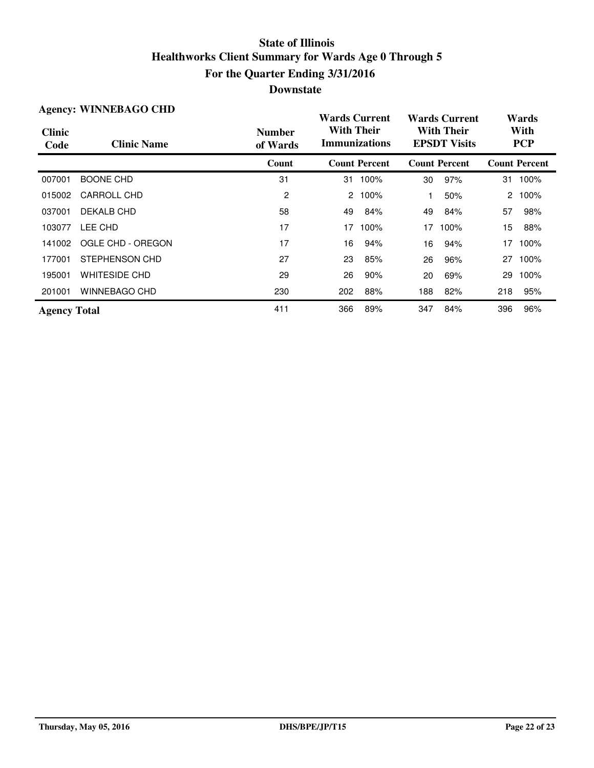# State of Illinois
## Healthworks Client Summary for Wards Age 0 Through 5
## For the Quarter Ending 3/31/2016
## Downstate

**Agency: WINNEBAGO CHD**

| Clinic Code | Clinic Name | Number of Wards | Wards Current With Their Immunizations | | Wards Current With Their EPSDT Visits | | Wards With PCP | |
|---|---|---|---|---|---|---|---|---|
| | | Count | Count | Percent | Count | Percent | Count | Percent |
| 007001 | BOONE CHD | 31 | 31 | 100% | 30 | 97% | 31 | 100% |
| 015002 | CARROLL CHD | 2 | 2 | 100% | 1 | 50% | 2 | 100% |
| 037001 | DEKALB CHD | 58 | 49 | 84% | 49 | 84% | 57 | 98% |
| 103077 | LEE CHD | 17 | 17 | 100% | 17 | 100% | 15 | 88% |
| 141002 | OGLE CHD - OREGON | 17 | 16 | 94% | 16 | 94% | 17 | 100% |
| 177001 | STEPHENSON CHD | 27 | 23 | 85% | 26 | 96% | 27 | 100% |
| 195001 | WHITESIDE CHD | 29 | 26 | 90% | 20 | 69% | 29 | 100% |
| 201001 | WINNEBAGO CHD | 230 | 202 | 88% | 188 | 82% | 218 | 95% |
| **Agency Total** | | 411 | 366 | 89% | 347 | 84% | 396 | 96% |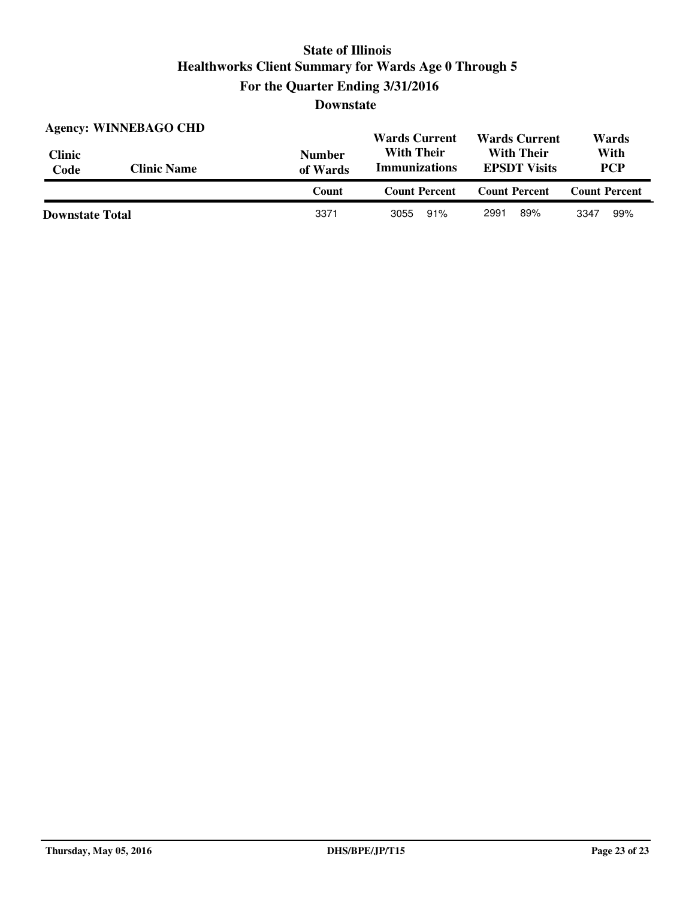# State of Illinois
## Healthworks Client Summary for Wards Age 0 Through 5
### For the Quarter Ending 3/31/2016
### Downstate

**Agency: WINNEBAGO CHD**

| Clinic Code | Clinic Name | Number of Wards | Wards Current With Their Immunizations | | Wards Current With Their EPSDT Visits | | Wards With PCP | |
|---|---|---|---|---|---|---|---|---|
| | | Count | Count | Percent | Count | Percent | Count | Percent |
| **Downstate Total** | | 3371 | 3055 | 91% | 2991 | 89% | 3347 | 99% |

Thursday, May 05, 2016 — DHS/BPE/JP/T15